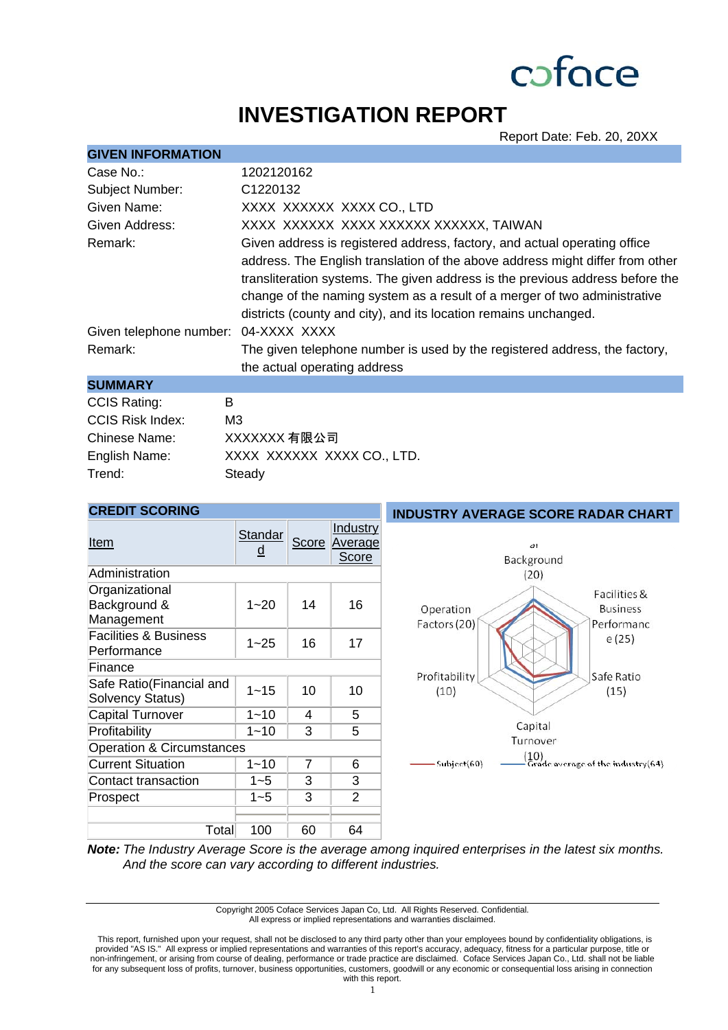coface

# INVESTIGATION REPORT

Report Date: Feb. 20, 20XX

## GIVEN INFORMATION

| | |
|---|---|
| Case No.: | 1202120162 |
| Subject Number: | C1220132 |
| Given Name: | XXXX XXXXXX XXXX CO., LTD |
| Given Address: | XXXX XXXXXX XXXX XXXXXX XXXXXX, TAIWAN |
| Remark: | Given address is registered address, factory, and actual operating office address. The English translation of the above address might differ from other transliteration systems. The given address is the previous address before the change of the naming system as a result of a merger of two administrative districts (county and city), and its location remains unchanged. |
| Given telephone number: | 04-XXXX XXXX |
| Remark: | The given telephone number is used by the registered address, the factory, the actual operating address |

## SUMMARY

| | |
|---|---|
| CCIS Rating: | B |
| CCIS Risk Index: | M3 |
| Chinese Name: | XXXXXXX 有限公司 |
| English Name: | XXXX XXXXXX XXXX CO., LTD. |
| Trend: | Steady |

## CREDIT SCORING

| Item | Standard | Score | Industry Average Score |
|---|---|---|---|
| Administration | | | |
| Organizational Background & Management | 1~20 | 14 | 16 |
| Facilities & Business Performance | 1~25 | 16 | 17 |
| Finance | | | |
| Safe Ratio(Financial and Solvency Status) | 1~15 | 10 | 10 |
| Capital Turnover | 1~10 | 4 | 5 |
| Profitability | 1~10 | 3 | 5 |
| Operation & Circumstances | | | |
| Current Situation | 1~10 | 7 | 6 |
| Contact transaction | 1~5 | 3 | 3 |
| Prospect | 1~5 | 3 | 2 |
| | | | |
| Total | 100 | 60 | 64 |

## INDUSTRY AVERAGE SCORE RADAR CHART

Background (20)
Facilities & Business Performance (25)
Safe Ratio (15)
Capital Turnover (10)
Profitability (10)
Operation Factors (20)
Subject(60)
Grade average of the industry(64)

***Note:*** *The Industry Average Score is the average among inquired enterprises in the latest six months. And the score can vary according to different industries.*

Copyright 2005 Coface Services Japan Co, Ltd. All Rights Reserved. Confidential.
All express or implied representations and warranties disclaimed.

This report, furnished upon your request, shall not be disclosed to any third party other than your employees bound by confidentiality obligations, is provided "AS IS." All express or implied representations and warranties of this report's accuracy, adequacy, fitness for a particular purpose, title or non-infringement, or arising from course of dealing, performance or trade practice are disclaimed. Coface Services Japan Co., Ltd. shall not be liable for any subsequent loss of profits, turnover, business opportunities, customers, goodwill or any economic or consequential loss arising in connection with this report.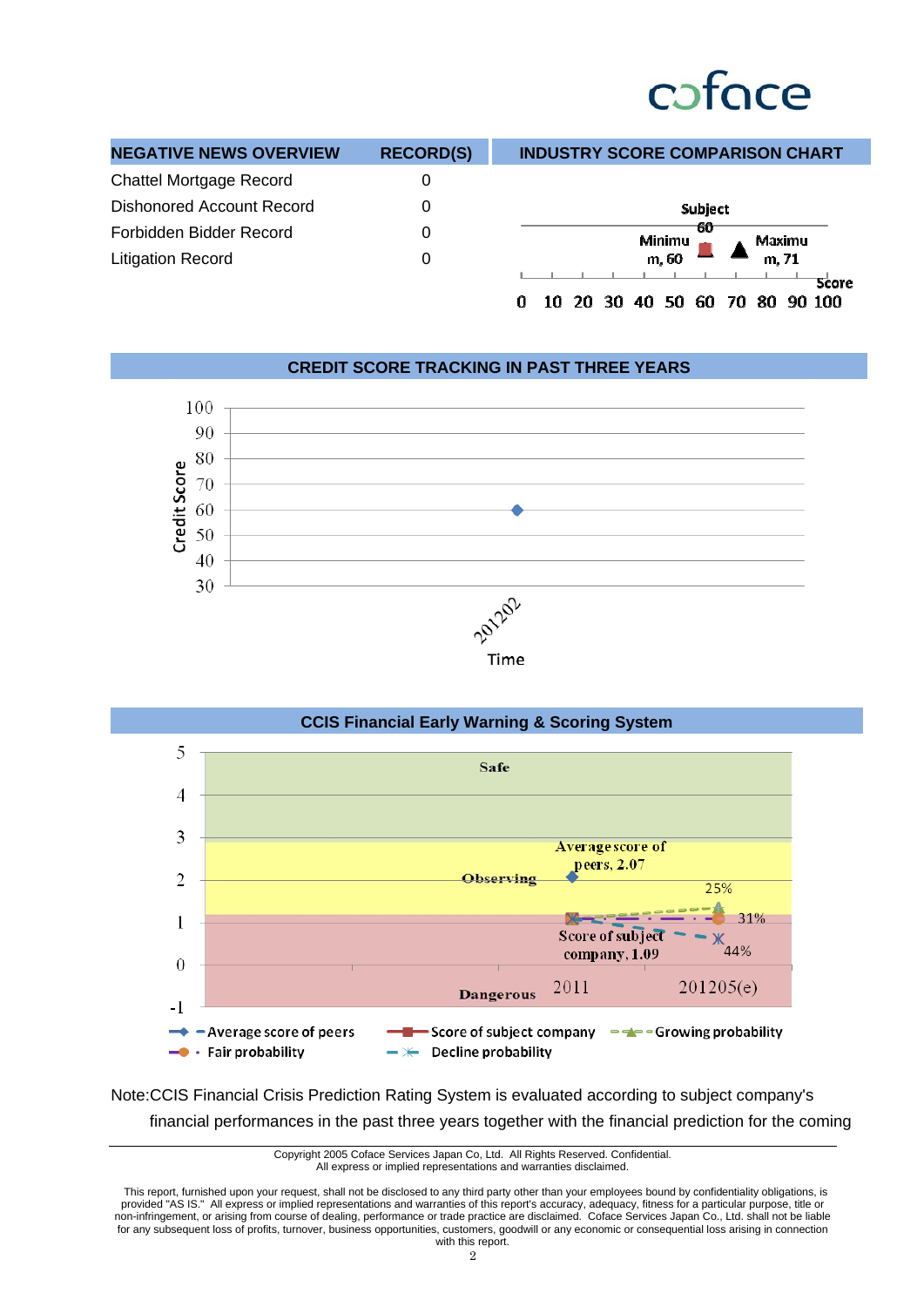coface

| NEGATIVE NEWS OVERVIEW | RECORD(S) |
|---|---|
| Chattel Mortgage Record | 0 |
| Dishonored Account Record | 0 |
| Forbidden Bidder Record | 0 |
| Litigation Record | 0 |

## INDUSTRY SCORE COMPARISON CHART

Subject 60

Minimum, 60

Maximum, 71

Score

0 10 20 30 40 50 60 70 80 90 100

## CREDIT SCORE TRACKING IN PAST THREE YEARS

Credit Score

100
90
80
70
60
50
40
30

201202

Time

## CCIS Financial Early Warning & Scoring System

5
4
3
2
1
0
-1

Safe

Observing

Dangerous

Average score of peers, 2.07

Score of subject company, 1.09

25%

31%

44%

2011

201205(e)

Average score of peers
Score of subject company
Growing probability
Fair probability
Decline probability

Note:CCIS Financial Crisis Prediction Rating System is evaluated according to subject company's financial performances in the past three years together with the financial prediction for the coming

Copyright 2005 Coface Services Japan Co, Ltd. All Rights Reserved. Confidential.
All express or implied representations and warranties disclaimed.

This report, furnished upon your request, shall not be disclosed to any third party other than your employees bound by confidentiality obligations, is provided "AS IS." All express or implied representations and warranties of this report's accuracy, adequacy, fitness for a particular purpose, title or non-infringement, or arising from course of dealing, performance or trade practice are disclaimed. Coface Services Japan Co., Ltd. shall not be liable for any subsequent loss of profits, turnover, business opportunities, customers, goodwill or any economic or consequential loss arising in connection with this report.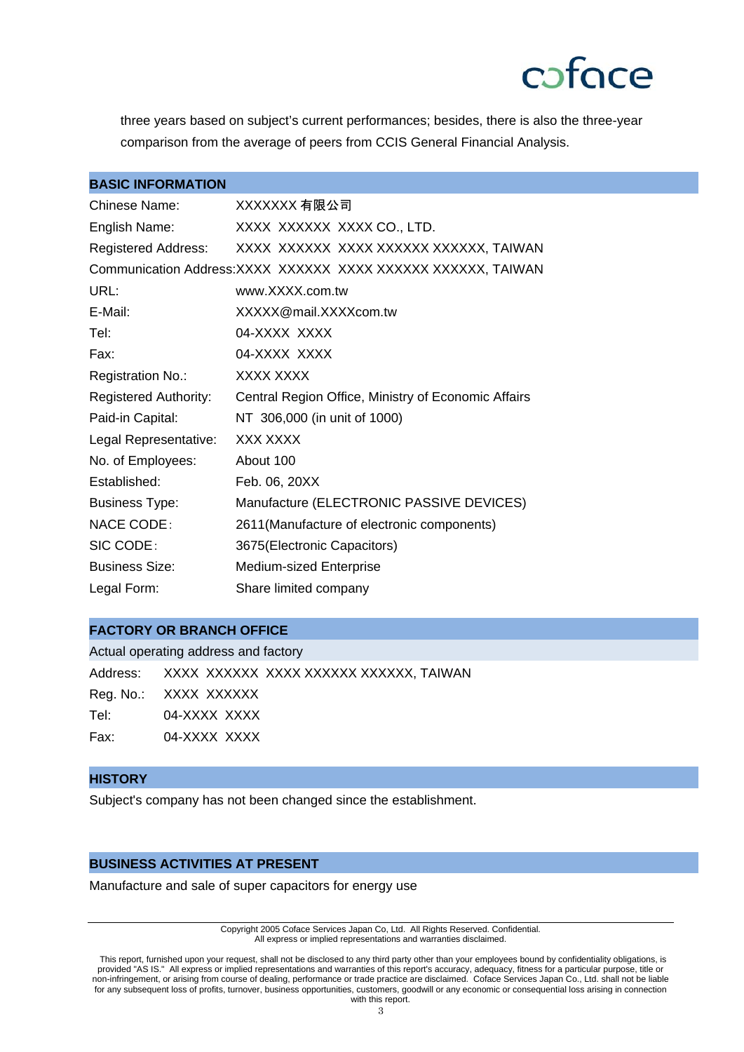three years based on subject's current performances; besides, there is also the three-year comparison from the average of peers from CCIS General Financial Analysis.

## BASIC INFORMATION

| | |
|---|---|
| Chinese Name: | XXXXXXX 有限公司 |
| English Name: | XXXX XXXXXX XXXX CO., LTD. |
| Registered Address: | XXXX XXXXXX XXXX XXXXXX XXXXXX, TAIWAN |
| Communication Address: | XXXX XXXXXX XXXX XXXXXX XXXXXX, TAIWAN |
| URL: | www.XXXX.com.tw |
| E-Mail: | XXXXX@mail.XXXXcom.tw |
| Tel: | 04-XXXX XXXX |
| Fax: | 04-XXXX XXXX |
| Registration No.: | XXXX XXXX |
| Registered Authority: | Central Region Office, Ministry of Economic Affairs |
| Paid-in Capital: | NT 306,000 (in unit of 1000) |
| Legal Representative: | XXX XXXX |
| No. of Employees: | About 100 |
| Established: | Feb. 06, 20XX |
| Business Type: | Manufacture (ELECTRONIC PASSIVE DEVICES) |
| NACE CODE： | 2611(Manufacture of electronic components) |
| SIC CODE： | 3675(Electronic Capacitors) |
| Business Size: | Medium-sized Enterprise |
| Legal Form: | Share limited company |

## FACTORY OR BRANCH OFFICE

Actual operating address and factory

| | |
|---|---|
| Address: | XXXX XXXXXX XXXX XXXXXX XXXXXX, TAIWAN |
| Reg. No.: | XXXX XXXXXX |
| Tel: | 04-XXXX XXXX |
| Fax: | 04-XXXX XXXX |

## HISTORY

Subject's company has not been changed since the establishment.

## BUSINESS ACTIVITIES AT PRESENT

Manufacture and sale of super capacitors for energy use

Copyright 2005 Coface Services Japan Co, Ltd. All Rights Reserved. Confidential.
All express or implied representations and warranties disclaimed.

This report, furnished upon your request, shall not be disclosed to any third party other than your employees bound by confidentiality obligations, is provided "AS IS." All express or implied representations and warranties of this report's accuracy, adequacy, fitness for a particular purpose, title or non-infringement, or arising from course of dealing, performance or trade practice are disclaimed. Coface Services Japan Co., Ltd. shall not be liable for any subsequent loss of profits, turnover, business opportunities, customers, goodwill or any economic or consequential loss arising in connection with this report.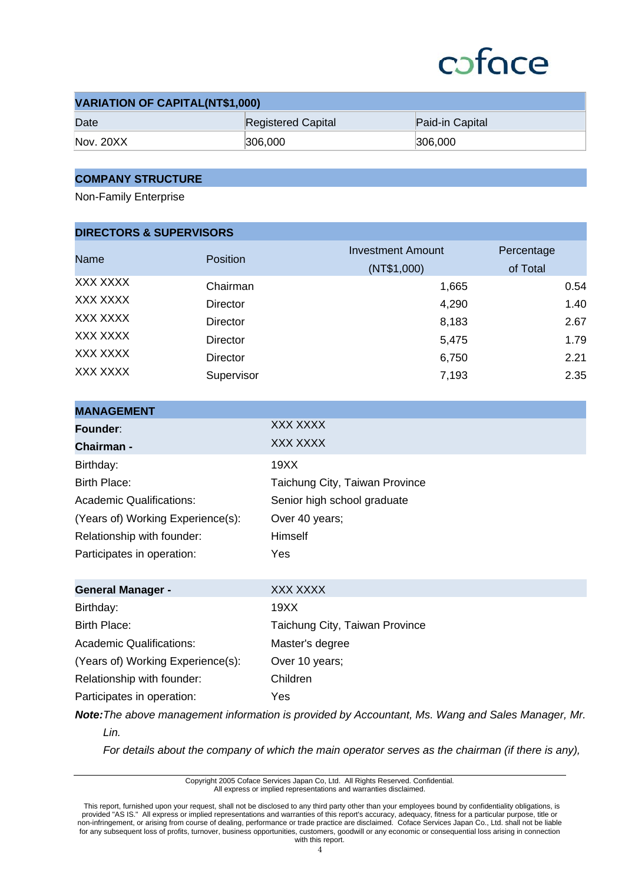## VARIATION OF CAPITAL(NT$1,000)

| Date | Registered Capital | Paid-in Capital |
|---|---|---|
| Nov. 20XX | 306,000 | 306,000 |

## COMPANY STRUCTURE

Non-Family Enterprise

## DIRECTORS & SUPERVISORS

| Name | Position | Investment Amount (NT$1,000) | Percentage of Total |
|---|---|---|---|
| XXX XXXX | Chairman | 1,665 | 0.54 |
| XXX XXXX | Director | 4,290 | 1.40 |
| XXX XXXX | Director | 8,183 | 2.67 |
| XXX XXXX | Director | 5,475 | 1.79 |
| XXX XXXX | Director | 6,750 | 2.21 |
| XXX XXXX | Supervisor | 7,193 | 2.35 |

## MANAGEMENT

| | |
|---|---|
| **Founder**: | XXX XXXX |
| **Chairman -** | XXX XXXX |
| Birthday: | 19XX |
| Birth Place: | Taichung City, Taiwan Province |
| Academic Qualifications: | Senior high school graduate |
| (Years of) Working Experience(s): | Over 40 years; |
| Relationship with founder: | Himself |
| Participates in operation: | Yes |

| | |
|---|---|
| **General Manager -** | XXX XXXX |
| Birthday: | 19XX |
| Birth Place: | Taichung City, Taiwan Province |
| Academic Qualifications: | Master's degree |
| (Years of) Working Experience(s): | Over 10 years; |
| Relationship with founder: | Children |
| Participates in operation: | Yes |

***Note:*** *The above management information is provided by Accountant, Ms. Wang and Sales Manager, Mr. Lin.*

*For details about the company of which the main operator serves as the chairman (if there is any),*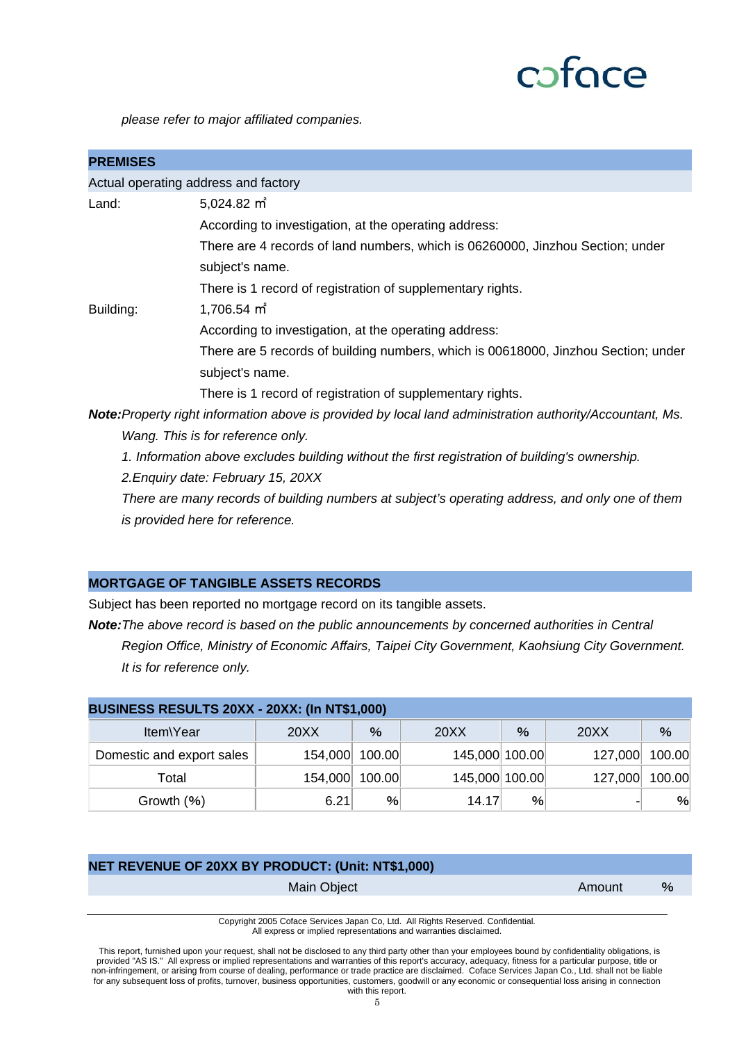*please refer to major affiliated companies.*

## PREMISES

Actual operating address and factory

Land: 5,024.82 ㎡

According to investigation, at the operating address:

There are 4 records of land numbers, which is 06260000, Jinzhou Section; under subject's name.

There is 1 record of registration of supplementary rights.

Building: 1,706.54 ㎡

According to investigation, at the operating address:

There are 5 records of building numbers, which is 00618000, Jinzhou Section; under subject's name.

There is 1 record of registration of supplementary rights.

***Note:****Property right information above is provided by local land administration authority/Accountant, Ms. Wang. This is for reference only.*

*1. Information above excludes building without the first registration of building's ownership.*

*2.Enquiry date: February 15, 20XX*

*There are many records of building numbers at subject's operating address, and only one of them is provided here for reference.*

## MORTGAGE OF TANGIBLE ASSETS RECORDS

Subject has been reported no mortgage record on its tangible assets.

***Note:****The above record is based on the public announcements by concerned authorities in Central Region Office, Ministry of Economic Affairs, Taipei City Government, Kaohsiung City Government. It is for reference only.*

## BUSINESS RESULTS 20XX - 20XX: (In NT$1,000)

| Item\Year | 20XX | % | 20XX | % | 20XX | % |
|---|---|---|---|---|---|---|
| Domestic and export sales | 154,000 | 100.00 | 145,000 | 100.00 | 127,000 | 100.00 |
| Total | 154,000 | 100.00 | 145,000 | 100.00 | 127,000 | 100.00 |
| Growth (%) | 6.21 | % | 14.17 | % | - | % |

## NET REVENUE OF 20XX BY PRODUCT: (Unit: NT$1,000)

| Main Object | Amount | % |
|---|---|---|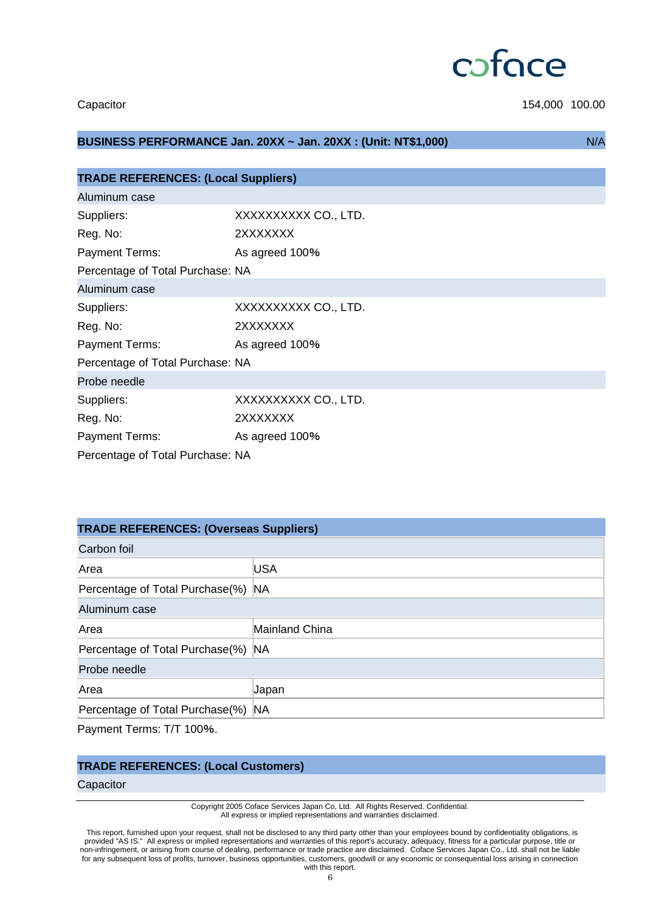| | |
|---|---|
| Capacitor | 154,000 100.00 |

## BUSINESS PERFORMANCE Jan. 20XX ~ Jan. 20XX : (Unit: NT$1,000) N/A

## TRADE REFERENCES: (Local Suppliers)

| | |
|---|---|
| Aluminum case | |
| Suppliers: | XXXXXXXXXX CO., LTD. |
| Reg. No: | 2XXXXXXX |
| Payment Terms: | As agreed 100% |
| Percentage of Total Purchase: NA | |
| Aluminum case | |
| Suppliers: | XXXXXXXXXX CO., LTD. |
| Reg. No: | 2XXXXXXX |
| Payment Terms: | As agreed 100% |
| Percentage of Total Purchase: NA | |
| Probe needle | |
| Suppliers: | XXXXXXXXXX CO., LTD. |
| Reg. No: | 2XXXXXXX |
| Payment Terms: | As agreed 100% |
| Percentage of Total Purchase: NA | |

## TRADE REFERENCES: (Overseas Suppliers)

| | |
|---|---|
| Carbon foil | |
| Area | USA |
| Percentage of Total Purchase(%) | NA |
| Aluminum case | |
| Area | Mainland China |
| Percentage of Total Purchase(%) | NA |
| Probe needle | |
| Area | Japan |
| Percentage of Total Purchase(%) | NA |

Payment Terms: T/T 100%.

## TRADE REFERENCES: (Local Customers)

Capacitor

Copyright 2005 Coface Services Japan Co, Ltd. All Rights Reserved. Confidential.
All express or implied representations and warranties disclaimed.

This report, furnished upon your request, shall not be disclosed to any third party other than your employees bound by confidentiality obligations, is provided "AS IS." All express or implied representations and warranties of this report's accuracy, adequacy, fitness for a particular purpose, title or non-infringement, or arising from course of dealing, performance or trade practice are disclaimed. Coface Services Japan Co., Ltd. shall not be liable for any subsequent loss of profits, turnover, business opportunities, customers, goodwill or any economic or consequential loss arising in connection with this report.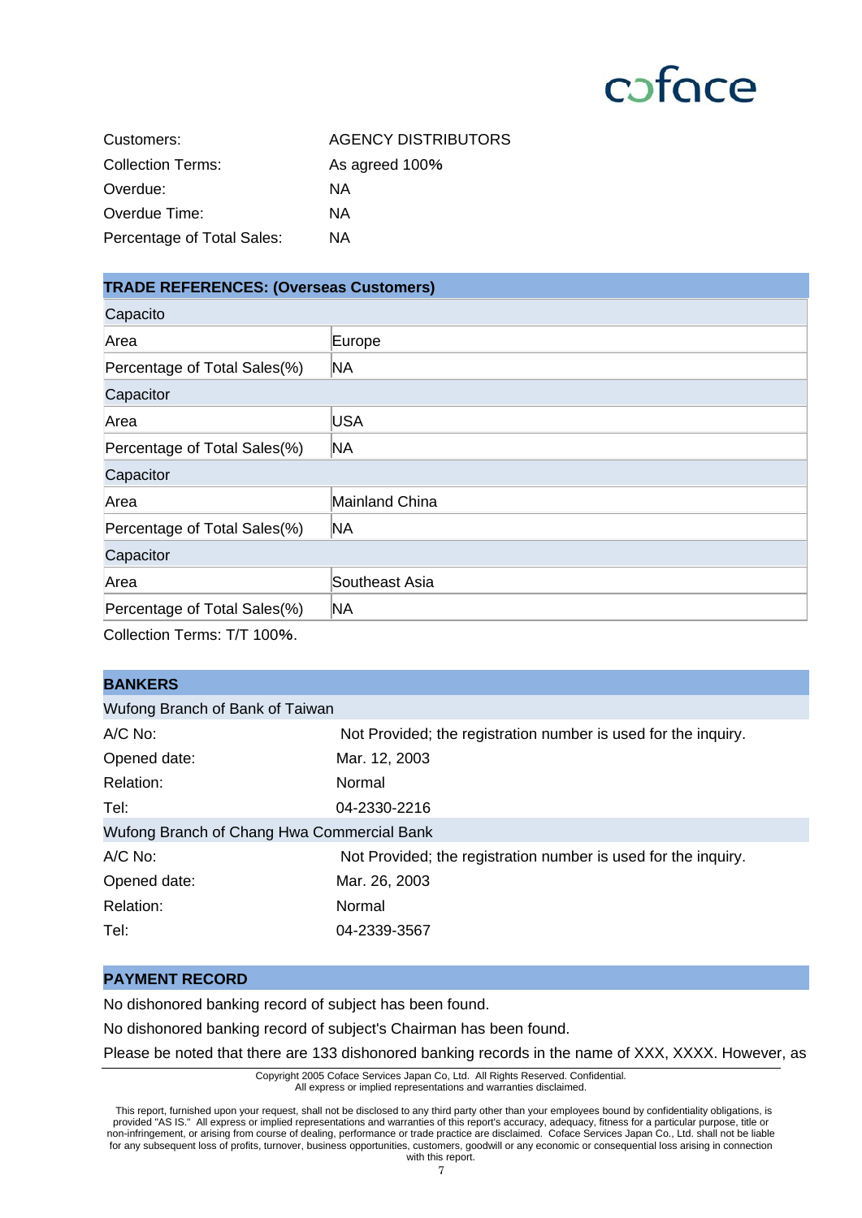| | |
|---|---|
| Customers: | AGENCY DISTRIBUTORS |
| Collection Terms: | As agreed 100% |
| Overdue: | NA |
| Overdue Time: | NA |
| Percentage of Total Sales: | NA |

## TRADE REFERENCES: (Overseas Customers)

| | |
|---|---|
| Capacito | |
| Area | Europe |
| Percentage of Total Sales(%) | NA |
| Capacitor | |
| Area | USA |
| Percentage of Total Sales(%) | NA |
| Capacitor | |
| Area | Mainland China |
| Percentage of Total Sales(%) | NA |
| Capacitor | |
| Area | Southeast Asia |
| Percentage of Total Sales(%) | NA |

Collection Terms: T/T 100%.

## BANKERS

| | |
|---|---|
| Wufong Branch of Bank of Taiwan | |
| A/C No: | Not Provided; the registration number is used for the inquiry. |
| Opened date: | Mar. 12, 2003 |
| Relation: | Normal |
| Tel: | 04-2330-2216 |
| Wufong Branch of Chang Hwa Commercial Bank | |
| A/C No: | Not Provided; the registration number is used for the inquiry. |
| Opened date: | Mar. 26, 2003 |
| Relation: | Normal |
| Tel: | 04-2339-3567 |

## PAYMENT RECORD

No dishonored banking record of subject has been found.

No dishonored banking record of subject's Chairman has been found.

Please be noted that there are 133 dishonored banking records in the name of XXX, XXXX. However, as

Copyright 2005 Coface Services Japan Co, Ltd. All Rights Reserved. Confidential.
All express or implied representations and warranties disclaimed.

This report, furnished upon your request, shall not be disclosed to any third party other than your employees bound by confidentiality obligations, is provided "AS IS." All express or implied representations and warranties of this report's accuracy, adequacy, fitness for a particular purpose, title or non-infringement, or arising from course of dealing, performance or trade practice are disclaimed. Coface Services Japan Co., Ltd. shall not be liable for any subsequent loss of profits, turnover, business opportunities, customers, goodwill or any economic or consequential loss arising in connection with this report.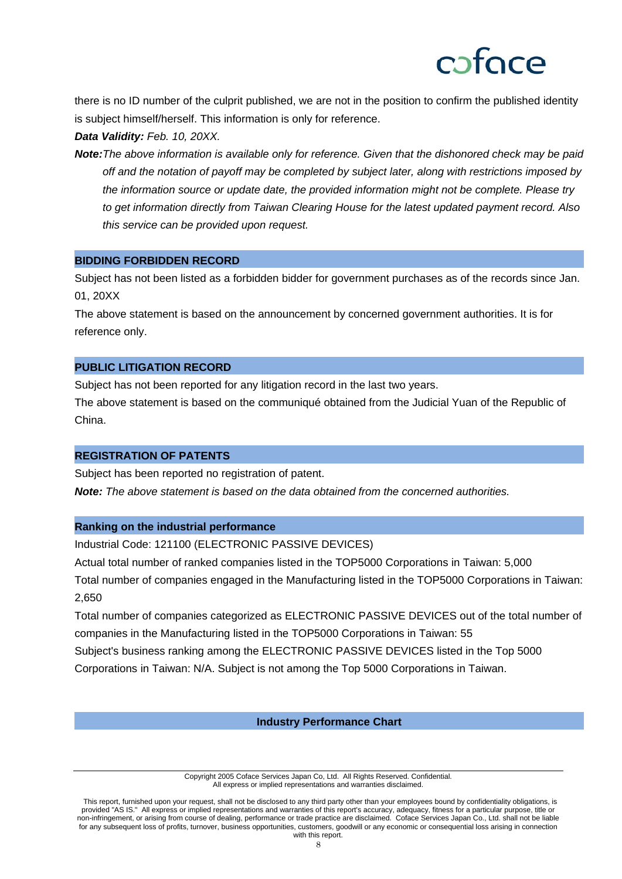there is no ID number of the culprit published, we are not in the position to confirm the published identity is subject himself/herself. This information is only for reference.

***Data Validity:*** *Feb. 10, 20XX.*

***Note:****The above information is available only for reference. Given that the dishonored check may be paid off and the notation of payoff may be completed by subject later, along with restrictions imposed by the information source or update date, the provided information might not be complete. Please try to get information directly from Taiwan Clearing House for the latest updated payment record. Also this service can be provided upon request.*

## BIDDING FORBIDDEN RECORD

Subject has not been listed as a forbidden bidder for government purchases as of the records since Jan. 01, 20XX

The above statement is based on the announcement by concerned government authorities. It is for reference only.

## PUBLIC LITIGATION RECORD

Subject has not been reported for any litigation record in the last two years.

The above statement is based on the communiqué obtained from the Judicial Yuan of the Republic of China.

## REGISTRATION OF PATENTS

Subject has been reported no registration of patent.

***Note:*** *The above statement is based on the data obtained from the concerned authorities.*

## Ranking on the industrial performance

Industrial Code: 121100 (ELECTRONIC PASSIVE DEVICES)

Actual total number of ranked companies listed in the TOP5000 Corporations in Taiwan: 5,000

Total number of companies engaged in the Manufacturing listed in the TOP5000 Corporations in Taiwan: 2,650

Total number of companies categorized as ELECTRONIC PASSIVE DEVICES out of the total number of companies in the Manufacturing listed in the TOP5000 Corporations in Taiwan: 55

Subject's business ranking among the ELECTRONIC PASSIVE DEVICES listed in the Top 5000 Corporations in Taiwan: N/A. Subject is not among the Top 5000 Corporations in Taiwan.

## Industry Performance Chart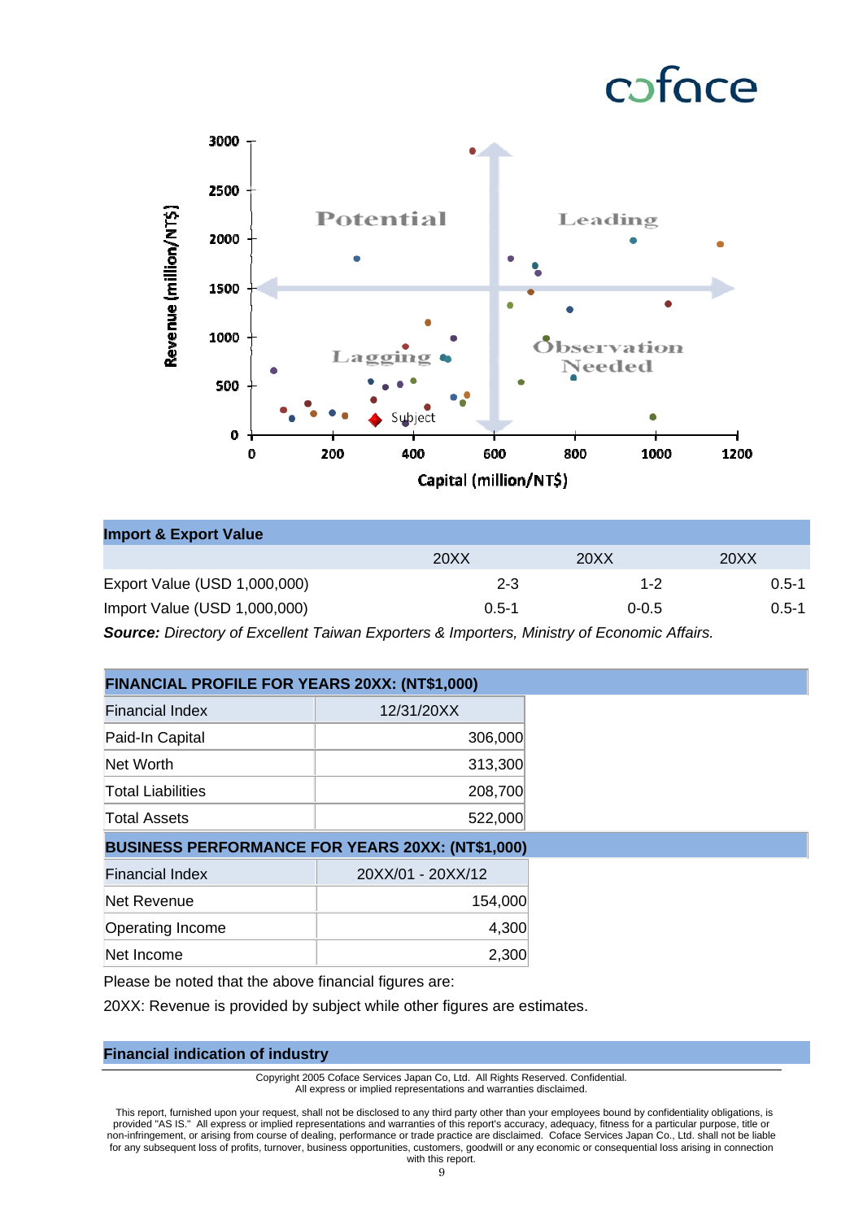coface

Revenue (million/NT$)

3000
2500
2000
1500
1000
500
0

Potential
Leading
Lagging
Observation Needed
Subject

0 200 400 600 800 1000 1200

Capital (million/NT$)

| Import & Export Value | | | |
|---|---|---|---|
| | 20XX | 20XX | 20XX |
| Export Value (USD 1,000,000) | 2-3 | 1-2 | 0.5-1 |
| Import Value (USD 1,000,000) | 0.5-1 | 0-0.5 | 0.5-1 |

***Source:** Directory of Excellent Taiwan Exporters & Importers, Ministry of Economic Affairs.*

**FINANCIAL PROFILE FOR YEARS 20XX: (NT$1,000)**

| Financial Index | 12/31/20XX |
|---|---|
| Paid-In Capital | 306,000 |
| Net Worth | 313,300 |
| Total Liabilities | 208,700 |
| Total Assets | 522,000 |

**BUSINESS PERFORMANCE FOR YEARS 20XX: (NT$1,000)**

| Financial Index | 20XX/01 - 20XX/12 |
|---|---|
| Net Revenue | 154,000 |
| Operating Income | 4,300 |
| Net Income | 2,300 |

Please be noted that the above financial figures are:

20XX: Revenue is provided by subject while other figures are estimates.

**Financial indication of industry**

Copyright 2005 Coface Services Japan Co, Ltd. All Rights Reserved. Confidential.
All express or implied representations and warranties disclaimed.

This report, furnished upon your request, shall not be disclosed to any third party other than your employees bound by confidentiality obligations, is provided "AS IS." All express or implied representations and warranties of this report's accuracy, adequacy, fitness for a particular purpose, title or non-infringement, or arising from course of dealing, performance or trade practice are disclaimed. Coface Services Japan Co., Ltd. shall not be liable for any subsequent loss of profits, turnover, business opportunities, customers, goodwill or any economic or consequential loss arising in connection with this report.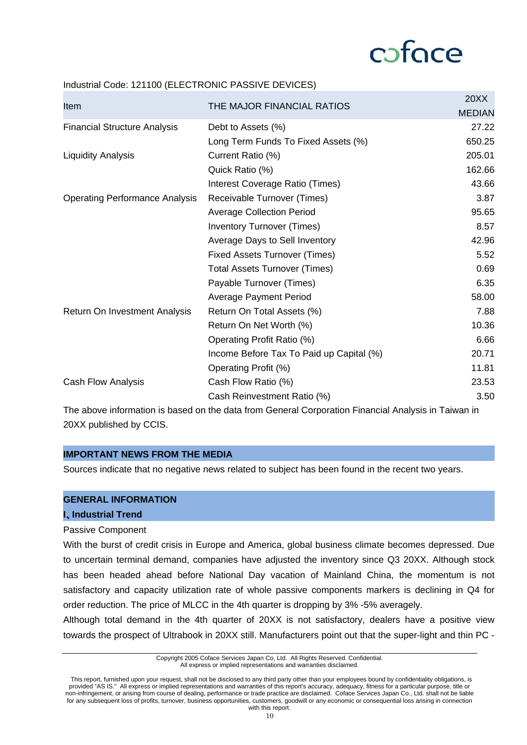Industrial Code: 121100 (ELECTRONIC PASSIVE DEVICES)

| Item | THE MAJOR FINANCIAL RATIOS | 20XX MEDIAN |
|---|---|---|
| Financial Structure Analysis | Debt to Assets (%) | 27.22 |
| | Long Term Funds To Fixed Assets (%) | 650.25 |
| Liquidity Analysis | Current Ratio (%) | 205.01 |
| | Quick Ratio (%) | 162.66 |
| | Interest Coverage Ratio (Times) | 43.66 |
| Operating Performance Analysis | Receivable Turnover (Times) | 3.87 |
| | Average Collection Period | 95.65 |
| | Inventory Turnover (Times) | 8.57 |
| | Average Days to Sell Inventory | 42.96 |
| | Fixed Assets Turnover (Times) | 5.52 |
| | Total Assets Turnover (Times) | 0.69 |
| | Payable Turnover (Times) | 6.35 |
| | Average Payment Period | 58.00 |
| Return On Investment Analysis | Return On Total Assets (%) | 7.88 |
| | Return On Net Worth (%) | 10.36 |
| | Operating Profit Ratio (%) | 6.66 |
| | Income Before Tax To Paid up Capital (%) | 20.71 |
| | Operating Profit (%) | 11.81 |
| Cash Flow Analysis | Cash Flow Ratio (%) | 23.53 |
| | Cash Reinvestment Ratio (%) | 3.50 |

The above information is based on the data from General Corporation Financial Analysis in Taiwan in 20XX published by CCIS.

## IMPORTANT NEWS FROM THE MEDIA

Sources indicate that no negative news related to subject has been found in the recent two years.

## GENERAL INFORMATION

### I、Industrial Trend

Passive Component

With the burst of credit crisis in Europe and America, global business climate becomes depressed. Due to uncertain terminal demand, companies have adjusted the inventory since Q3 20XX. Although stock has been headed ahead before National Day vacation of Mainland China, the momentum is not satisfactory and capacity utilization rate of whole passive components markers is declining in Q4 for order reduction. The price of MLCC in the 4th quarter is dropping by 3% -5% averagely.

Although total demand in the 4th quarter of 20XX is not satisfactory, dealers have a positive view towards the prospect of Ultrabook in 20XX still. Manufacturers point out that the super-light and thin PC -

Copyright 2005 Coface Services Japan Co, Ltd. All Rights Reserved. Confidential.
All express or implied representations and warranties disclaimed.

This report, furnished upon your request, shall not be disclosed to any third party other than your employees bound by confidentiality obligations, is provided "AS IS." All express or implied representations and warranties of this report's accuracy, adequacy, fitness for a particular purpose, title or non-infringement, or arising from course of dealing, performance or trade practice are disclaimed. Coface Services Japan Co., Ltd. shall not be liable for any subsequent loss of profits, turnover, business opportunities, customers, goodwill or any economic or consequential loss arising in connection with this report.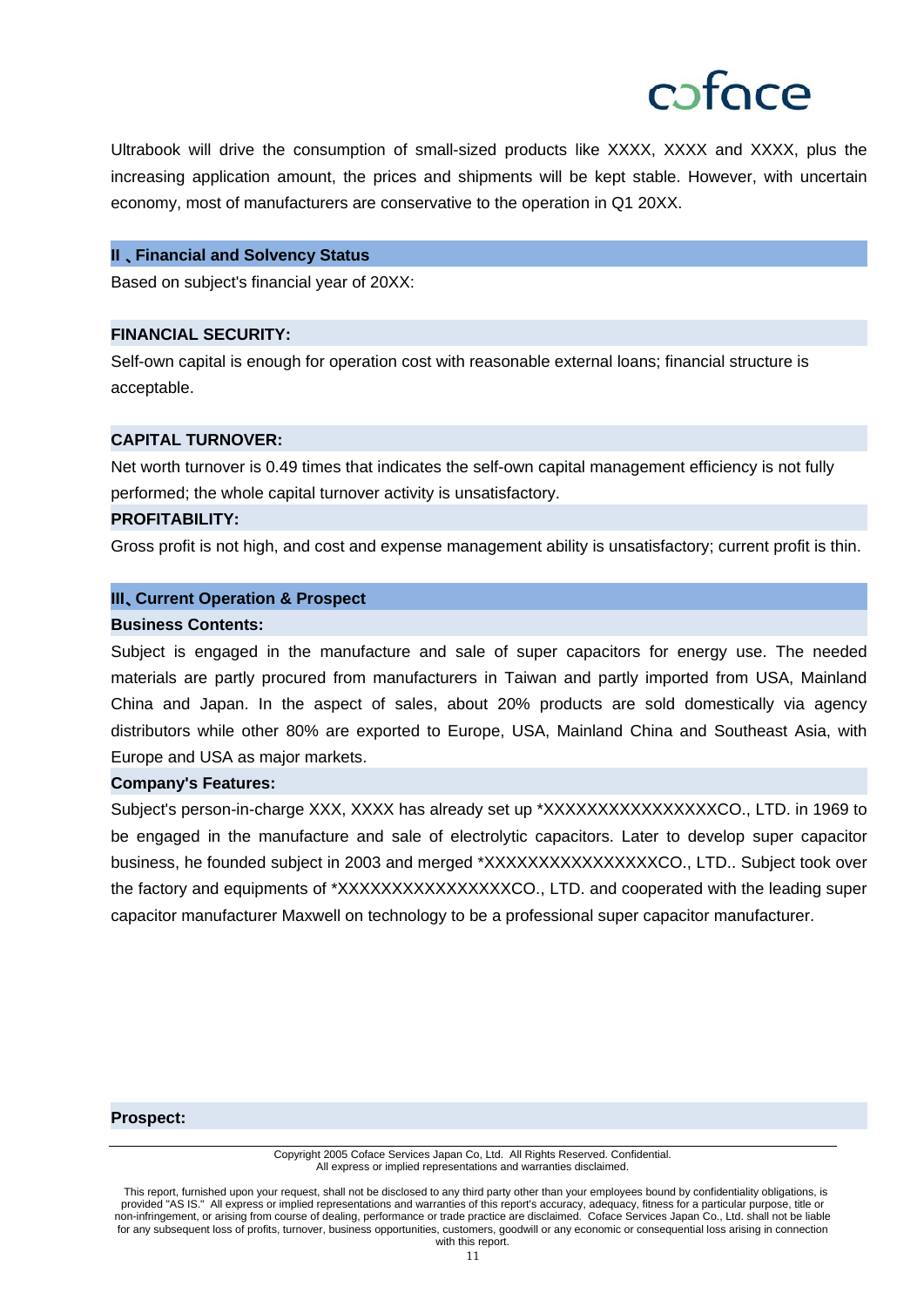Ultrabook will drive the consumption of small-sized products like XXXX, XXXX and XXXX, plus the increasing application amount, the prices and shipments will be kept stable. However, with uncertain economy, most of manufacturers are conservative to the operation in Q1 20XX.

## II 、Financial and Solvency Status

Based on subject's financial year of 20XX:

### FINANCIAL SECURITY:

Self-own capital is enough for operation cost with reasonable external loans; financial structure is acceptable.

### CAPITAL TURNOVER:

Net worth turnover is 0.49 times that indicates the self-own capital management efficiency is not fully performed; the whole capital turnover activity is unsatisfactory.

### PROFITABILITY:

Gross profit is not high, and cost and expense management ability is unsatisfactory; current profit is thin.

## III、Current Operation & Prospect

### Business Contents:

Subject is engaged in the manufacture and sale of super capacitors for energy use. The needed materials are partly procured from manufacturers in Taiwan and partly imported from USA, Mainland China and Japan. In the aspect of sales, about 20% products are sold domestically via agency distributors while other 80% are exported to Europe, USA, Mainland China and Southeast Asia, with Europe and USA as major markets.

### Company's Features:

Subject's person-in-charge XXX, XXXX has already set up *XXXXXXXXXXXXXXXXCO., LTD. in 1969 to be engaged in the manufacture and sale of electrolytic capacitors. Later to develop super capacitor business, he founded subject in 2003 and merged *XXXXXXXXXXXXXXXXCO., LTD.. Subject took over the factory and equipments of *XXXXXXXXXXXXXXXXCO., LTD. and cooperated with the leading super capacitor manufacturer Maxwell on technology to be a professional super capacitor manufacturer.

### Prospect:

Copyright 2005 Coface Services Japan Co, Ltd. All Rights Reserved. Confidential.
All express or implied representations and warranties disclaimed.

This report, furnished upon your request, shall not be disclosed to any third party other than your employees bound by confidentiality obligations, is provided "AS IS." All express or implied representations and warranties of this report's accuracy, adequacy, fitness for a particular purpose, title or non-infringement, or arising from course of dealing, performance or trade practice are disclaimed. Coface Services Japan Co., Ltd. shall not be liable for any subsequent loss of profits, turnover, business opportunities, customers, goodwill or any economic or consequential loss arising in connection with this report.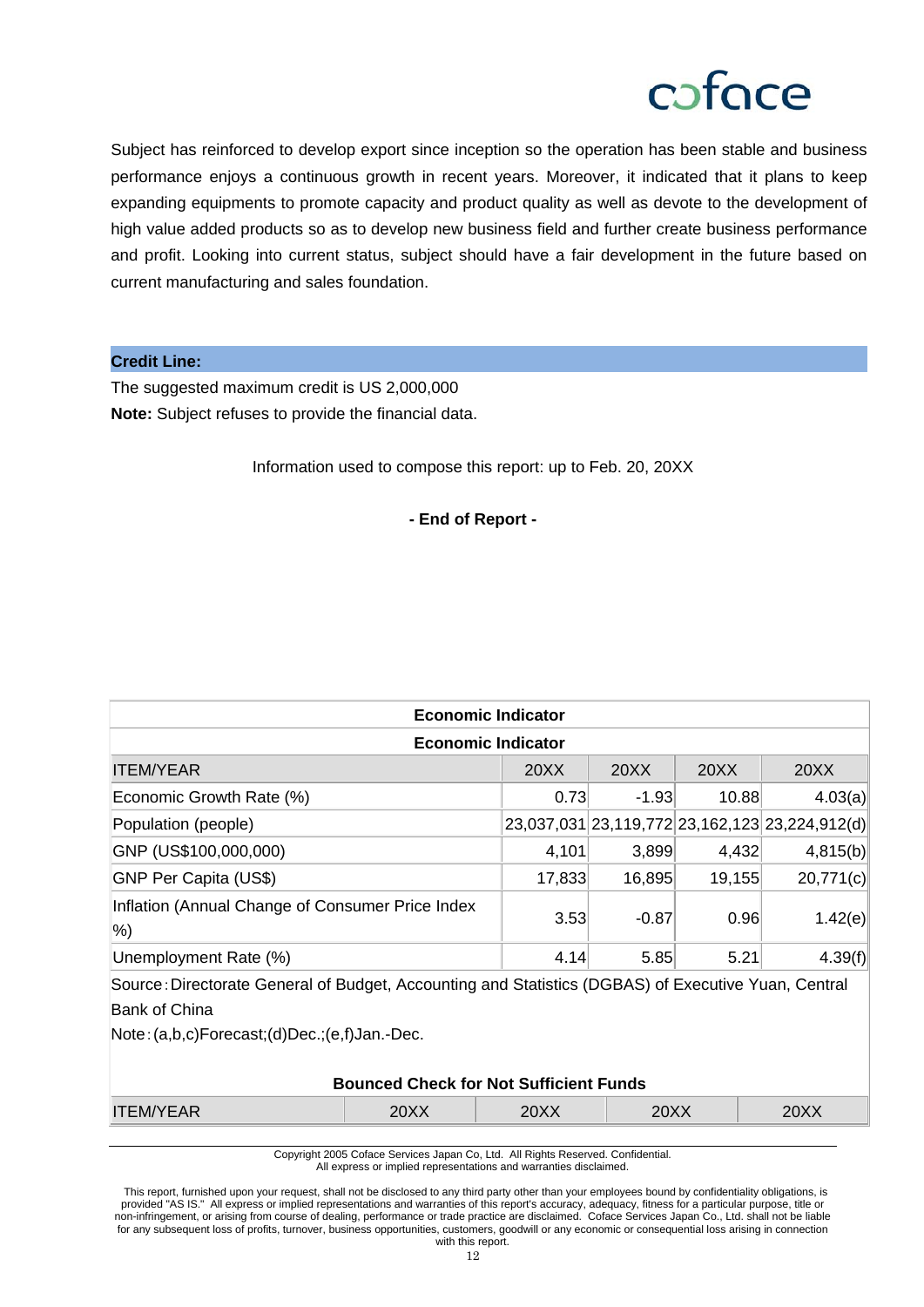Subject has reinforced to develop export since inception so the operation has been stable and business performance enjoys a continuous growth in recent years. Moreover, it indicated that it plans to keep expanding equipments to promote capacity and product quality as well as devote to the development of high value added products so as to develop new business field and further create business performance and profit. Looking into current status, subject should have a fair development in the future based on current manufacturing and sales foundation.

## Credit Line:

The suggested maximum credit is US 2,000,000

**Note:** Subject refuses to provide the financial data.

Information used to compose this report: up to Feb. 20, 20XX

**- End of Report -**

**Economic Indicator**

**Economic Indicator**

| ITEM/YEAR | 20XX | 20XX | 20XX | 20XX |
|---|---|---|---|---|
| Economic Growth Rate (%) | 0.73 | -1.93 | 10.88 | 4.03(a) |
| Population (people) | 23,037,031 | 23,119,772 | 23,162,123 | 23,224,912(d) |
| GNP (US$100,000,000) | 4,101 | 3,899 | 4,432 | 4,815(b) |
| GNP Per Capita (US$) | 17,833 | 16,895 | 19,155 | 20,771(c) |
| Inflation (Annual Change of Consumer Price Index %) | 3.53 | -0.87 | 0.96 | 1.42(e) |
| Unemployment Rate (%) | 4.14 | 5.85 | 5.21 | 4.39(f) |

Source：Directorate General of Budget, Accounting and Statistics (DGBAS) of Executive Yuan, Central Bank of China

Note：(a,b,c)Forecast;(d)Dec.;(e,f)Jan.-Dec.

**Bounced Check for Not Sufficient Funds**

| ITEM/YEAR | 20XX | 20XX | 20XX | 20XX |
|---|---|---|---|---|

Copyright 2005 Coface Services Japan Co, Ltd. All Rights Reserved. Confidential.
All express or implied representations and warranties disclaimed.

This report, furnished upon your request, shall not be disclosed to any third party other than your employees bound by confidentiality obligations, is provided "AS IS." All express or implied representations and warranties of this report's accuracy, adequacy, fitness for a particular purpose, title or non-infringement, or arising from course of dealing, performance or trade practice are disclaimed. Coface Services Japan Co., Ltd. shall not be liable for any subsequent loss of profits, turnover, business opportunities, customers, goodwill or any economic or consequential loss arising in connection with this report.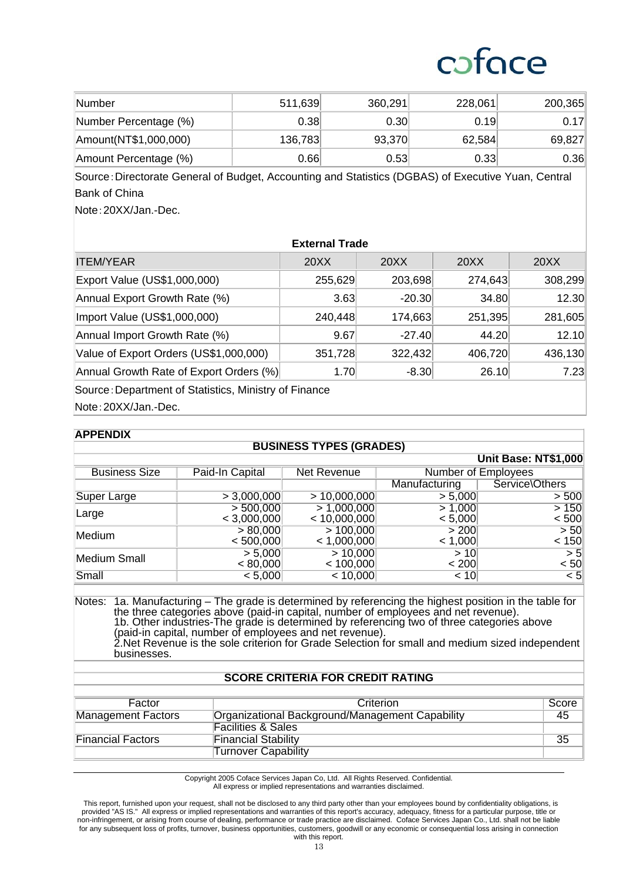| | | | | |
|---|---|---|---|---|
| Number | 511,639 | 360,291 | 228,061 | 200,365 |
| Number Percentage (%) | 0.38 | 0.30 | 0.19 | 0.17 |
| Amount(NT$1,000,000) | 136,783 | 93,370 | 62,584 | 69,827 |
| Amount Percentage (%) | 0.66 | 0.53 | 0.33 | 0.36 |

Source：Directorate General of Budget, Accounting and Statistics (DGBAS) of Executive Yuan, Central Bank of China

Note：20XX/Jan.-Dec.

**External Trade**

| ITEM/YEAR | 20XX | 20XX | 20XX | 20XX |
|---|---|---|---|---|
| Export Value (US$1,000,000) | 255,629 | 203,698 | 274,643 | 308,299 |
| Annual Export Growth Rate (%) | 3.63 | -20.30 | 34.80 | 12.30 |
| Import Value (US$1,000,000) | 240,448 | 174,663 | 251,395 | 281,605 |
| Annual Import Growth Rate (%) | 9.67 | -27.40 | 44.20 | 12.10 |
| Value of Export Orders (US$1,000,000) | 351,728 | 322,432 | 406,720 | 436,130 |
| Annual Growth Rate of Export Orders (%) | 1.70 | -8.30 | 26.10 | 7.23 |

Source：Department of Statistics, Ministry of Finance

Note：20XX/Jan.-Dec.

**APPENDIX**

**BUSINESS TYPES (GRADES)**

**Unit Base: NT$1,000**

| Business Size | Paid-In Capital | Net Revenue | Number of Employees | |
|---|---|---|---|---|
| | | | Manufacturing | Service\Others |
| Super Large | > 3,000,000 | > 10,000,000 | > 5,000 | > 500 |
| Large | > 500,000<br>< 3,000,000 | > 1,000,000<br>< 10,000,000 | > 1,000<br>< 5,000 | > 150<br>< 500 |
| Medium | > 80,000<br>< 500,000 | > 100,000<br>< 1,000,000 | > 200<br>< 1,000 | > 50<br>< 150 |
| Medium Small | > 5,000<br>< 80,000 | > 10,000<br>< 100,000 | > 10<br>< 200 | > 5<br>< 50 |
| Small | < 5,000 | < 10,000 | < 10 | < 5 |

Notes: 1a. Manufacturing – The grade is determined by referencing the highest position in the table for the three categories above (paid-in capital, number of employees and net revenue).
1b. Other industries-The grade is determined by referencing two of three categories above (paid-in capital, number of employees and net revenue).
2.Net Revenue is the sole criterion for Grade Selection for small and medium sized independent businesses.

**SCORE CRITERIA FOR CREDIT RATING**

| Factor | Criterion | Score |
|---|---|---|
| Management Factors | Organizational Background/Management Capability | 45 |
| | Facilities & Sales | |
| Financial Factors | Financial Stability | 35 |
| | Turnover Capability | |

Copyright 2005 Coface Services Japan Co, Ltd. All Rights Reserved. Confidential.
All express or implied representations and warranties disclaimed.

This report, furnished upon your request, shall not be disclosed to any third party other than your employees bound by confidentiality obligations, is provided "AS IS." All express or implied representations and warranties of this report's accuracy, adequacy, fitness for a particular purpose, title or non-infringement, or arising from course of dealing, performance or trade practice are disclaimed. Coface Services Japan Co., Ltd. shall not be liable for any subsequent loss of profits, turnover, business opportunities, customers, goodwill or any economic or consequential loss arising in connection with this report.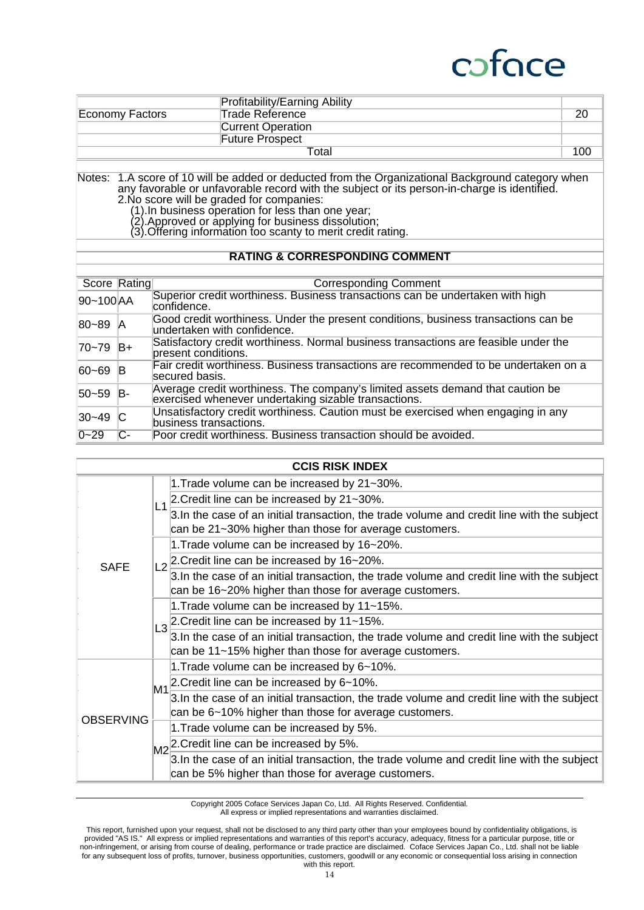| | | |
|---|---|---|
| | Profitability/Earning Ability | |
| Economy Factors | Trade Reference | 20 |
| | Current Operation | |
| | Future Prospect | |
| | Total | 100 |

Notes: 1.A score of 10 will be added or deducted from the Organizational Background category when any favorable or unfavorable record with the subject or its person-in-charge is identified.
2.No score will be graded for companies:
(1).In business operation for less than one year;
(2).Approved or applying for business dissolution;
(3).Offering information too scanty to merit credit rating.

**RATING & CORRESPONDING COMMENT**

| Score | Rating | Corresponding Comment |
|---|---|---|
| 90~100 | AA | Superior credit worthiness. Business transactions can be undertaken with high confidence. |
| 80~89 | A | Good credit worthiness. Under the present conditions, business transactions can be undertaken with confidence. |
| 70~79 | B+ | Satisfactory credit worthiness. Normal business transactions are feasible under the present conditions. |
| 60~69 | B | Fair credit worthiness. Business transactions are recommended to be undertaken on a secured basis. |
| 50~59 | B- | Average credit worthiness. The company's limited assets demand that caution be exercised whenever undertaking sizable transactions. |
| 30~49 | C | Unsatisfactory credit worthiness. Caution must be exercised when engaging in any business transactions. |
| 0~29 | C- | Poor credit worthiness. Business transaction should be avoided. |

**CCIS RISK INDEX**

| | | |
|---|---|---|
| SAFE | L1 | 1.Trade volume can be increased by 21~30%. |
| | | 2.Credit line can be increased by 21~30%. |
| | | 3.In the case of an initial transaction, the trade volume and credit line with the subject can be 21~30% higher than those for average customers. |
| | L2 | 1.Trade volume can be increased by 16~20%. |
| | | 2.Credit line can be increased by 16~20%. |
| | | 3.In the case of an initial transaction, the trade volume and credit line with the subject can be 16~20% higher than those for average customers. |
| | L3 | 1.Trade volume can be increased by 11~15%. |
| | | 2.Credit line can be increased by 11~15%. |
| | | 3.In the case of an initial transaction, the trade volume and credit line with the subject can be 11~15% higher than those for average customers. |
| OBSERVING | M1 | 1.Trade volume can be increased by 6~10%. |
| | | 2.Credit line can be increased by 6~10%. |
| | | 3.In the case of an initial transaction, the trade volume and credit line with the subject can be 6~10% higher than those for average customers. |
| | M2 | 1.Trade volume can be increased by 5%. |
| | | 2.Credit line can be increased by 5%. |
| | | 3.In the case of an initial transaction, the trade volume and credit line with the subject can be 5% higher than those for average customers. |

Copyright 2005 Coface Services Japan Co, Ltd. All Rights Reserved. Confidential.
All express or implied representations and warranties disclaimed.

This report, furnished upon your request, shall not be disclosed to any third party other than your employees bound by confidentiality obligations, is provided "AS IS." All express or implied representations and warranties of this report's accuracy, adequacy, fitness for a particular purpose, title or non-infringement, or arising from course of dealing, performance or trade practice are disclaimed. Coface Services Japan Co., Ltd. shall not be liable for any subsequent loss of profits, turnover, business opportunities, customers, goodwill or any economic or consequential loss arising in connection with this report.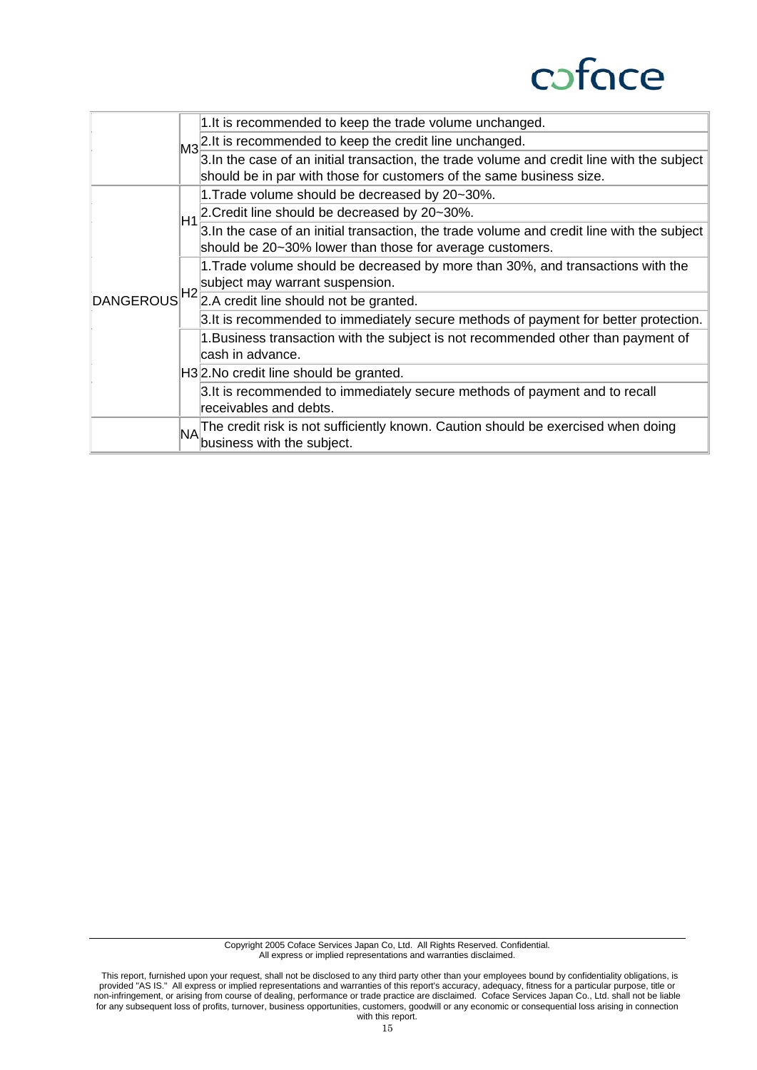| | | |
|---|---|---|
| | M3 | 1.It is recommended to keep the trade volume unchanged. |
| | | 2.It is recommended to keep the credit line unchanged. |
| | | 3.In the case of an initial transaction, the trade volume and credit line with the subject should be in par with those for customers of the same business size. |
| DANGEROUS | H1 | 1.Trade volume should be decreased by 20~30%. |
| | | 2.Credit line should be decreased by 20~30%. |
| | | 3.In the case of an initial transaction, the trade volume and credit line with the subject should be 20~30% lower than those for average customers. |
| | H2 | 1.Trade volume should be decreased by more than 30%, and transactions with the subject may warrant suspension. |
| | | 2.A credit line should not be granted. |
| | | 3.It is recommended to immediately secure methods of payment for better protection. |
| | H3 | 1.Business transaction with the subject is not recommended other than payment of cash in advance. |
| | | 2.No credit line should be granted. |
| | | 3.It is recommended to immediately secure methods of payment and to recall receivables and debts. |
| | NA | The credit risk is not sufficiently known. Caution should be exercised when doing business with the subject. |

Copyright 2005 Coface Services Japan Co, Ltd. All Rights Reserved. Confidential.
All express or implied representations and warranties disclaimed.

This report, furnished upon your request, shall not be disclosed to any third party other than your employees bound by confidentiality obligations, is provided "AS IS." All express or implied representations and warranties of this report's accuracy, adequacy, fitness for a particular purpose, title or non-infringement, or arising from course of dealing, performance or trade practice are disclaimed. Coface Services Japan Co., Ltd. shall not be liable for any subsequent loss of profits, turnover, business opportunities, customers, goodwill or any economic or consequential loss arising in connection with this report.